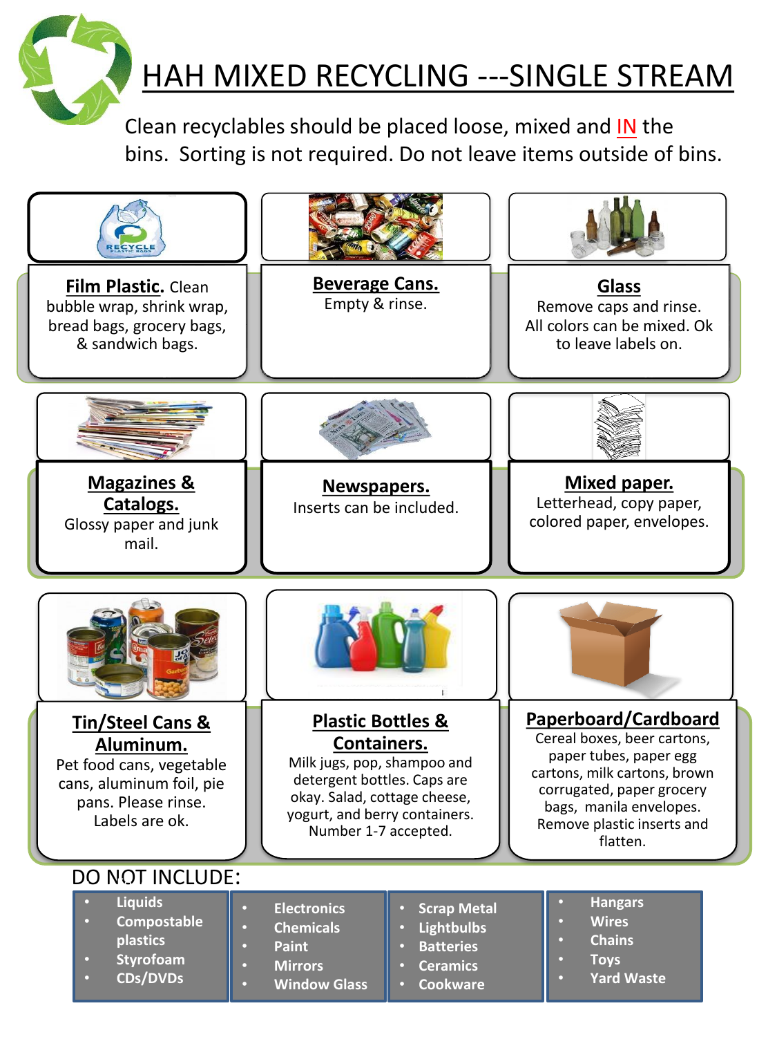# HAH MIXED RECYCLING ---SINGLE STREAM

Clean recyclables should be placed loose, mixed and IN the bins. Sorting is not required. Do not leave items outside of bins.

**Film Plastic.** Clean bubble wrap, shrink wrap, bread bags, grocery bags, & sandwich bags.

**Beverage Cans.**
Empty & rinse.

**Glass**
Remove caps and rinse. All colors can be mixed. Ok to leave labels on.

**Magazines & Catalogs.**
Glossy paper and junk mail.

**Newspapers.**
Inserts can be included.

**Mixed paper.**
Letterhead, copy paper, colored paper, envelopes.

**Tin/Steel Cans & Aluminum.**
Pet food cans, vegetable cans, aluminum foil, pie pans. Please rinse. Labels are ok.

**Plastic Bottles & Containers.**
Milk jugs, pop, shampoo and detergent bottles. Caps are okay. Salad, cottage cheese, yogurt, and berry containers. Number 1-7 accepted.

**Paperboard/Cardboard**
Cereal boxes, beer cartons, paper tubes, paper egg cartons, milk cartons, brown corrugated, paper grocery bags, manila envelopes. Remove plastic inserts and flatten.

## DO NOT INCLUDE:

- Liquids
- Compostable plastics
- Styrofoam
- CDs/DVDs

- Electronics
- Chemicals
- Paint
- Mirrors
- Window Glass

- Scrap Metal
- Lightbulbs
- Batteries
- Ceramics
- Cookware

- Hangars
- Wires
- Chains
- Toys
- Yard Waste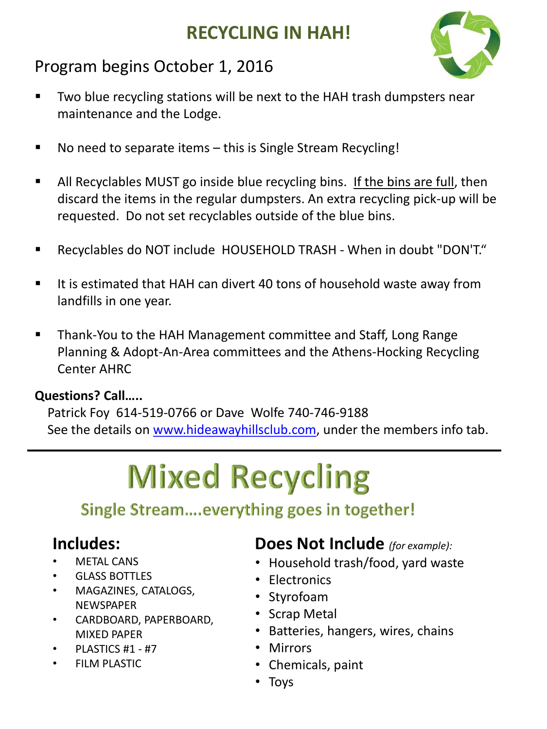# RECYCLING IN HAH!

## Program begins October 1, 2016

- Two blue recycling stations will be next to the HAH trash dumpsters near maintenance and the Lodge.
- No need to separate items – this is Single Stream Recycling!
- All Recyclables MUST go inside blue recycling bins. If the bins are full, then discard the items in the regular dumpsters. An extra recycling pick-up will be requested. Do not set recyclables outside of the blue bins.
- Recyclables do NOT include HOUSEHOLD TRASH - When in doubt "DON'T."
- It is estimated that HAH can divert 40 tons of household waste away from landfills in one year.
- Thank-You to the HAH Management committee and Staff, Long Range Planning & Adopt-An-Area committees and the Athens-Hocking Recycling Center AHRC

**Questions? Call…..**

Patrick Foy 614-519-0766 or Dave Wolfe 740-746-9188
See the details on www.hideawayhillsclub.com, under the members info tab.

---

# Mixed Recycling

## Single Stream….everything goes in together!

### Includes:

- METAL CANS
- GLASS BOTTLES
- MAGAZINES, CATALOGS, NEWSPAPER
- CARDBOARD, PAPERBOARD, MIXED PAPER
- PLASTICS #1 - #7
- FILM PLASTIC

### Does Not Include *(for example):*

- Household trash/food, yard waste
- Electronics
- Styrofoam
- Scrap Metal
- Batteries, hangers, wires, chains
- Mirrors
- Chemicals, paint
- Toys